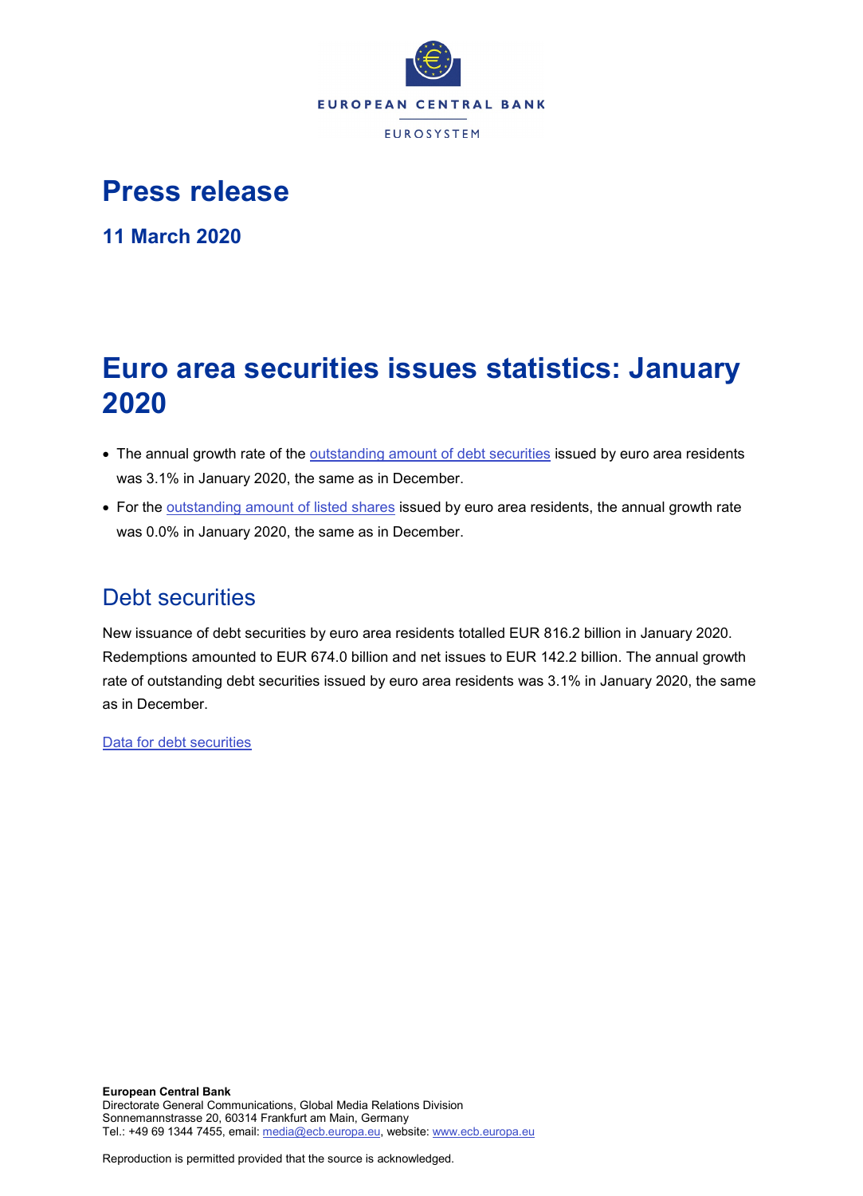EUROPEAN CENTRAL BANK

EUROSYSTEM

# Press release

**11 March 2020**

# Euro area securities issues statistics: January 2020

- The annual growth rate of the outstanding amount of debt securities issued by euro area residents was 3.1% in January 2020, the same as in December.
- For the outstanding amount of listed shares issued by euro area residents, the annual growth rate was 0.0% in January 2020, the same as in December.

## Debt securities

New issuance of debt securities by euro area residents totalled EUR 816.2 billion in January 2020. Redemptions amounted to EUR 674.0 billion and net issues to EUR 142.2 billion. The annual growth rate of outstanding debt securities issued by euro area residents was 3.1% in January 2020, the same as in December.

Data for debt securities

**European Central Bank**
Directorate General Communications, Global Media Relations Division
Sonnemannstrasse 20, 60314 Frankfurt am Main, Germany
Tel.: +49 69 1344 7455, email: media@ecb.europa.eu, website: www.ecb.europa.eu

Reproduction is permitted provided that the source is acknowledged.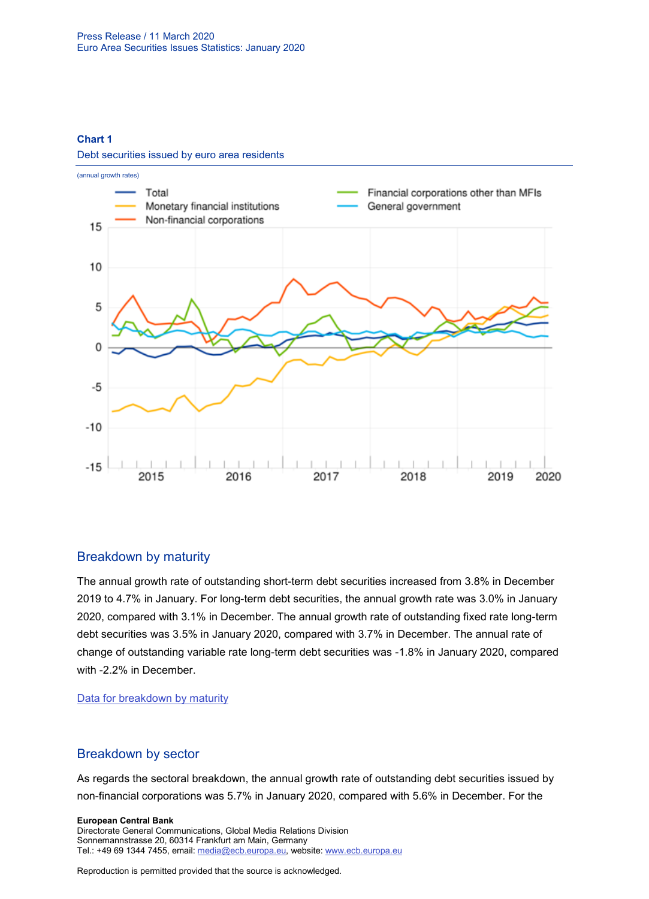**Chart 1**

Debt securities issued by euro area residents

(annual growth rates)

## Breakdown by maturity

The annual growth rate of outstanding short-term debt securities increased from 3.8% in December 2019 to 4.7% in January. For long-term debt securities, the annual growth rate was 3.0% in January 2020, compared with 3.1% in December. The annual growth rate of outstanding fixed rate long-term debt securities was 3.5% in January 2020, compared with 3.7% in December. The annual rate of change of outstanding variable rate long-term debt securities was -1.8% in January 2020, compared with -2.2% in December.

[Data for breakdown by maturity]

## Breakdown by sector

As regards the sectoral breakdown, the annual growth rate of outstanding debt securities issued by non-financial corporations was 5.7% in January 2020, compared with 5.6% in December. For the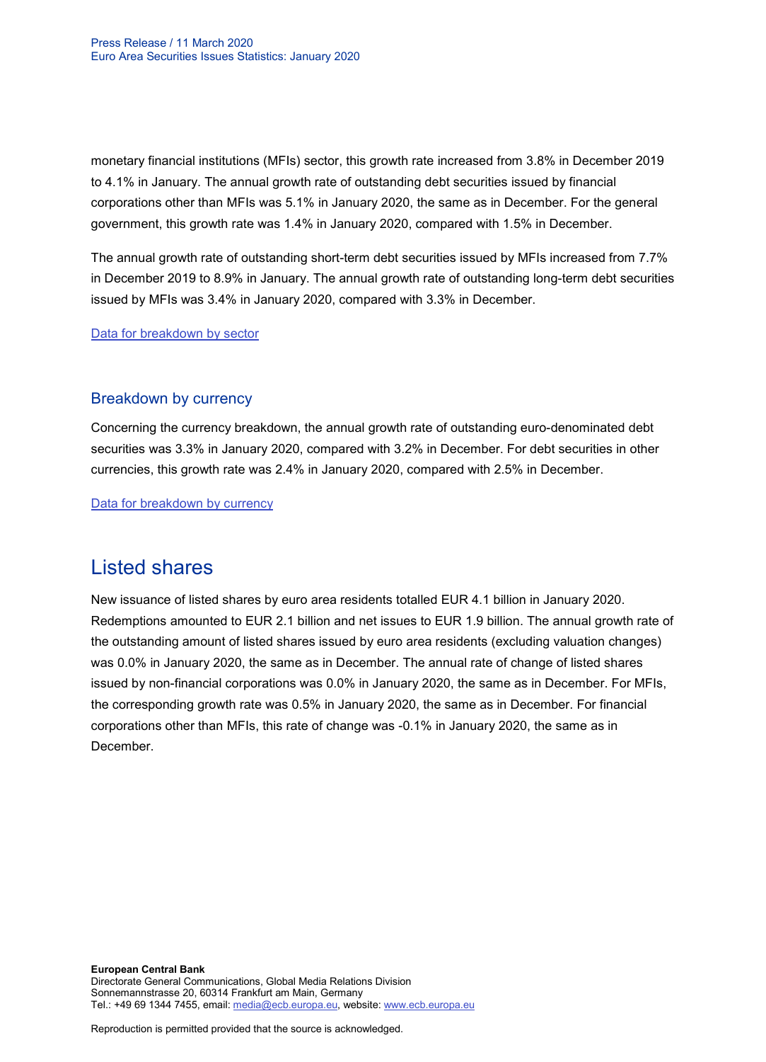monetary financial institutions (MFIs) sector, this growth rate increased from 3.8% in December 2019 to 4.1% in January. The annual growth rate of outstanding debt securities issued by financial corporations other than MFIs was 5.1% in January 2020, the same as in December. For the general government, this growth rate was 1.4% in January 2020, compared with 1.5% in December.

The annual growth rate of outstanding short-term debt securities issued by MFIs increased from 7.7% in December 2019 to 8.9% in January. The annual growth rate of outstanding long-term debt securities issued by MFIs was 3.4% in January 2020, compared with 3.3% in December.

Data for breakdown by sector

### Breakdown by currency

Concerning the currency breakdown, the annual growth rate of outstanding euro-denominated debt securities was 3.3% in January 2020, compared with 3.2% in December. For debt securities in other currencies, this growth rate was 2.4% in January 2020, compared with 2.5% in December.

Data for breakdown by currency

## Listed shares

New issuance of listed shares by euro area residents totalled EUR 4.1 billion in January 2020. Redemptions amounted to EUR 2.1 billion and net issues to EUR 1.9 billion. The annual growth rate of the outstanding amount of listed shares issued by euro area residents (excluding valuation changes) was 0.0% in January 2020, the same as in December. The annual rate of change of listed shares issued by non-financial corporations was 0.0% in January 2020, the same as in December. For MFIs, the corresponding growth rate was 0.5% in January 2020, the same as in December. For financial corporations other than MFIs, this rate of change was -0.1% in January 2020, the same as in December.

**European Central Bank**
Directorate General Communications, Global Media Relations Division
Sonnemannstrasse 20, 60314 Frankfurt am Main, Germany
Tel.: +49 69 1344 7455, email: media@ecb.europa.eu, website: www.ecb.europa.eu

Reproduction is permitted provided that the source is acknowledged.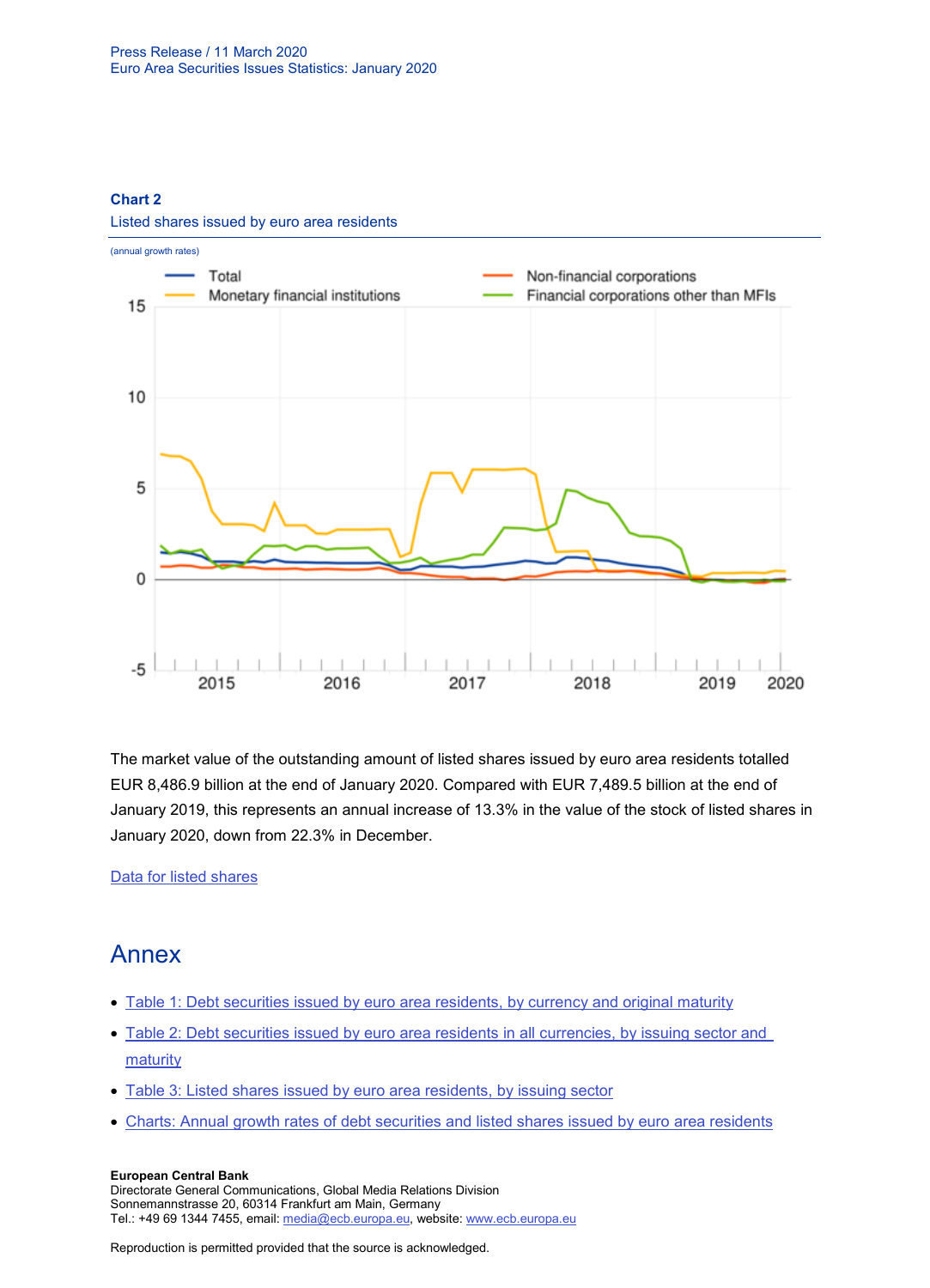**Chart 2**

Listed shares issued by euro area residents

(annual growth rates)

The market value of the outstanding amount of listed shares issued by euro area residents totalled EUR 8,486.9 billion at the end of January 2020. Compared with EUR 7,489.5 billion at the end of January 2019, this represents an annual increase of 13.3% in the value of the stock of listed shares in January 2020, down from 22.3% in December.

Data for listed shares

## Annex

- Table 1: Debt securities issued by euro area residents, by currency and original maturity
- Table 2: Debt securities issued by euro area residents in all currencies, by issuing sector and maturity
- Table 3: Listed shares issued by euro area residents, by issuing sector
- Charts: Annual growth rates of debt securities and listed shares issued by euro area residents

**European Central Bank**
Directorate General Communications, Global Media Relations Division
Sonnemannstrasse 20, 60314 Frankfurt am Main, Germany
Tel.: +49 69 1344 7455, email: media@ecb.europa.eu, website: www.ecb.europa.eu

Reproduction is permitted provided that the source is acknowledged.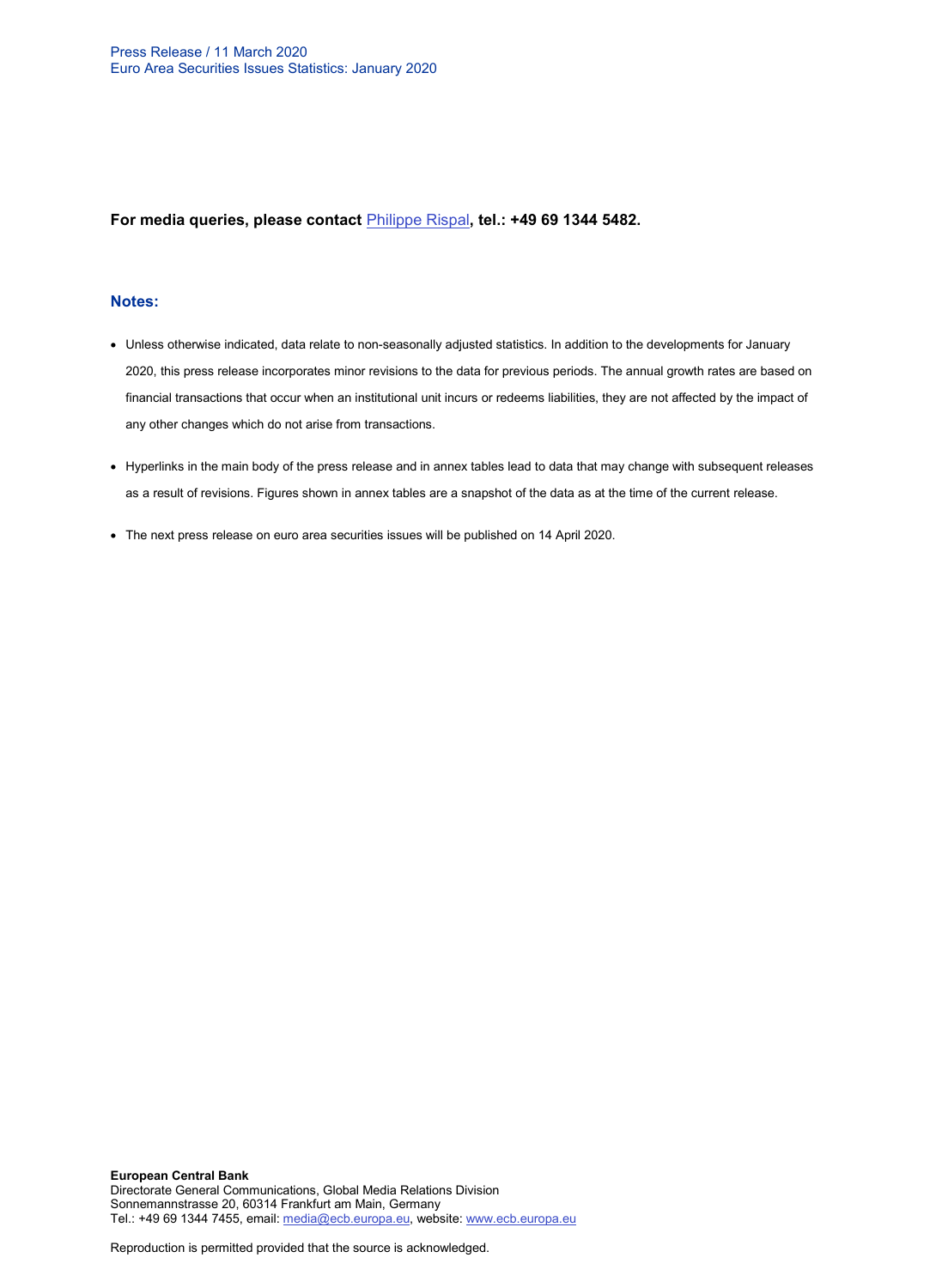**For media queries, please contact Philippe Rispal, tel.: +49 69 1344 5482.**

## Notes:

- Unless otherwise indicated, data relate to non-seasonally adjusted statistics. In addition to the developments for January 2020, this press release incorporates minor revisions to the data for previous periods. The annual growth rates are based on financial transactions that occur when an institutional unit incurs or redeems liabilities, they are not affected by the impact of any other changes which do not arise from transactions.
- Hyperlinks in the main body of the press release and in annex tables lead to data that may change with subsequent releases as a result of revisions. Figures shown in annex tables are a snapshot of the data as at the time of the current release.
- The next press release on euro area securities issues will be published on 14 April 2020.

**European Central Bank**
Directorate General Communications, Global Media Relations Division
Sonnemannstrasse 20, 60314 Frankfurt am Main, Germany
Tel.: +49 69 1344 7455, email: media@ecb.europa.eu, website: www.ecb.europa.eu

Reproduction is permitted provided that the source is acknowledged.